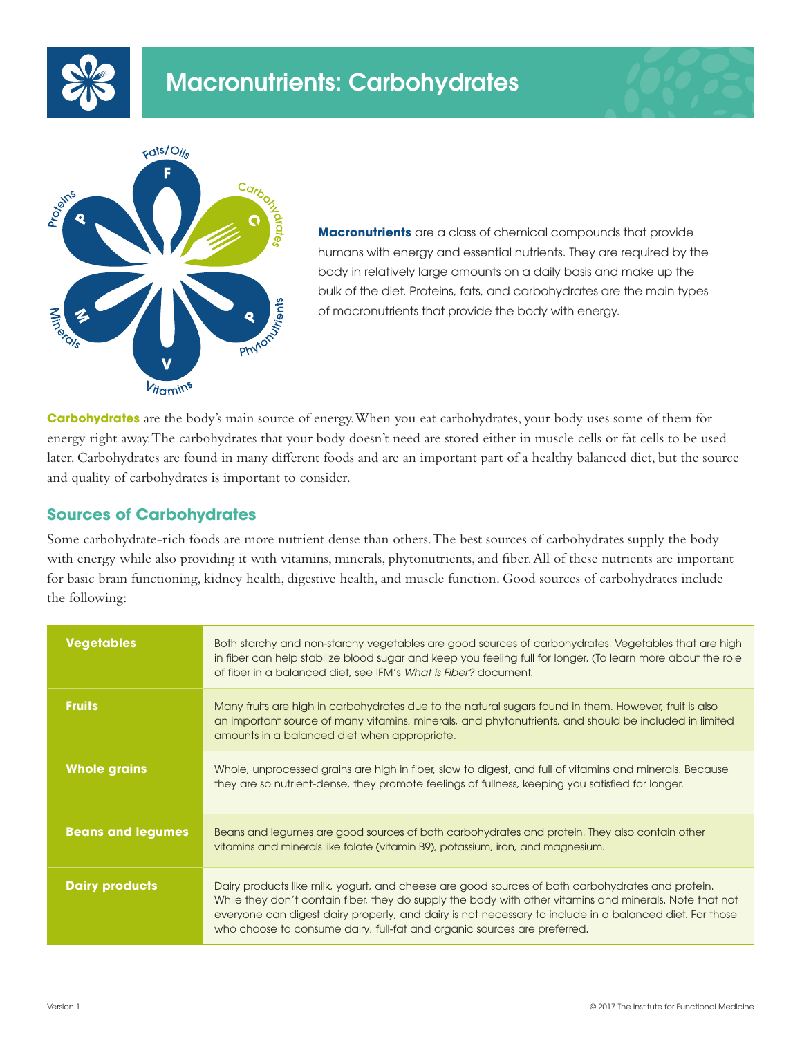# Macronutrients: Carbohydrates

**Macronutrients** are a class of chemical compounds that provide humans with energy and essential nutrients. They are required by the body in relatively large amounts on a daily basis and make up the bulk of the diet. Proteins, fats, and carbohydrates are the main types of macronutrients that provide the body with energy.

**Carbohydrates** are the body's main source of energy. When you eat carbohydrates, your body uses some of them for energy right away. The carbohydrates that your body doesn't need are stored either in muscle cells or fat cells to be used later. Carbohydrates are found in many different foods and are an important part of a healthy balanced diet, but the source and quality of carbohydrates is important to consider.

## Sources of Carbohydrates

Some carbohydrate-rich foods are more nutrient dense than others. The best sources of carbohydrates supply the body with energy while also providing it with vitamins, minerals, phytonutrients, and fiber. All of these nutrients are important for basic brain functioning, kidney health, digestive health, and muscle function. Good sources of carbohydrates include the following:

| | |
|---|---|
| **Vegetables** | Both starchy and non-starchy vegetables are good sources of carbohydrates. Vegetables that are high in fiber can help stabilize blood sugar and keep you feeling full for longer. (To learn more about the role of fiber in a balanced diet, see IFM's *What is Fiber?* document. |
| **Fruits** | Many fruits are high in carbohydrates due to the natural sugars found in them. However, fruit is also an important source of many vitamins, minerals, and phytonutrients, and should be included in limited amounts in a balanced diet when appropriate. |
| **Whole grains** | Whole, unprocessed grains are high in fiber, slow to digest, and full of vitamins and minerals. Because they are so nutrient-dense, they promote feelings of fullness, keeping you satisfied for longer. |
| **Beans and legumes** | Beans and legumes are good sources of both carbohydrates and protein. They also contain other vitamins and minerals like folate (vitamin B9), potassium, iron, and magnesium. |
| **Dairy products** | Dairy products like milk, yogurt, and cheese are good sources of both carbohydrates and protein. While they don't contain fiber, they do supply the body with other vitamins and minerals. Note that not everyone can digest dairy properly, and dairy is not necessary to include in a balanced diet. For those who choose to consume dairy, full-fat and organic sources are preferred. |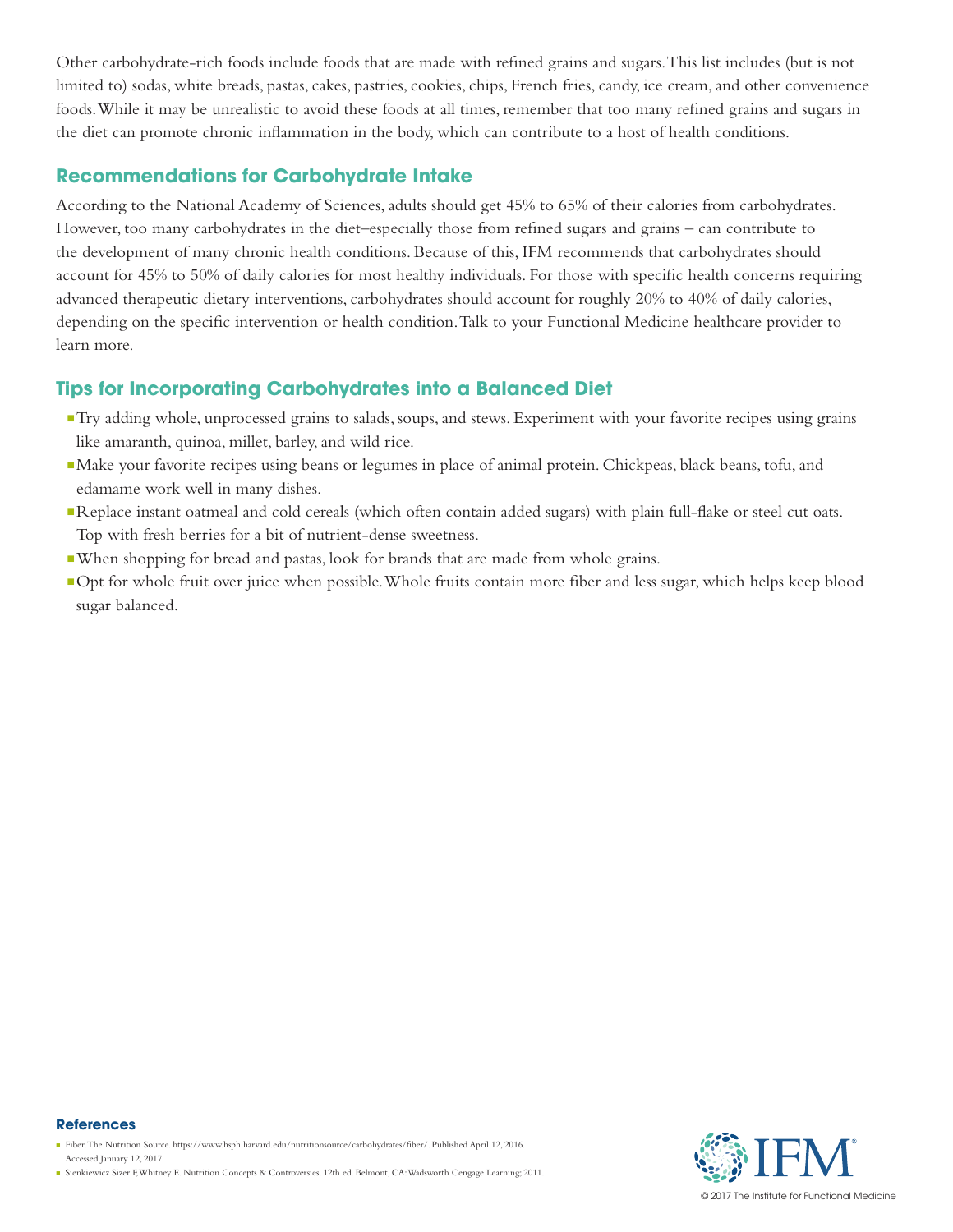Other carbohydrate-rich foods include foods that are made with refined grains and sugars. This list includes (but is not limited to) sodas, white breads, pastas, cakes, pastries, cookies, chips, French fries, candy, ice cream, and other convenience foods. While it may be unrealistic to avoid these foods at all times, remember that too many refined grains and sugars in the diet can promote chronic inflammation in the body, which can contribute to a host of health conditions.

## Recommendations for Carbohydrate Intake

According to the National Academy of Sciences, adults should get 45% to 65% of their calories from carbohydrates. However, too many carbohydrates in the diet–especially those from refined sugars and grains – can contribute to the development of many chronic health conditions. Because of this, IFM recommends that carbohydrates should account for 45% to 50% of daily calories for most healthy individuals. For those with specific health concerns requiring advanced therapeutic dietary interventions, carbohydrates should account for roughly 20% to 40% of daily calories, depending on the specific intervention or health condition. Talk to your Functional Medicine healthcare provider to learn more.

## Tips for Incorporating Carbohydrates into a Balanced Diet

- Try adding whole, unprocessed grains to salads, soups, and stews. Experiment with your favorite recipes using grains like amaranth, quinoa, millet, barley, and wild rice.
- Make your favorite recipes using beans or legumes in place of animal protein. Chickpeas, black beans, tofu, and edamame work well in many dishes.
- Replace instant oatmeal and cold cereals (which often contain added sugars) with plain full-flake or steel cut oats. Top with fresh berries for a bit of nutrient-dense sweetness.
- When shopping for bread and pastas, look for brands that are made from whole grains.
- Opt for whole fruit over juice when possible. Whole fruits contain more fiber and less sugar, which helps keep blood sugar balanced.

### References

- Fiber. The Nutrition Source. https://www.hsph.harvard.edu/nutritionsource/carbohydrates/fiber/. Published April 12, 2016. Accessed January 12, 2017.
- Sienkiewicz Sizer F, Whitney E. Nutrition Concepts & Controversies. 12th ed. Belmont, CA: Wadsworth Cengage Learning; 2011.

IFM®

© 2017 The Institute for Functional Medicine